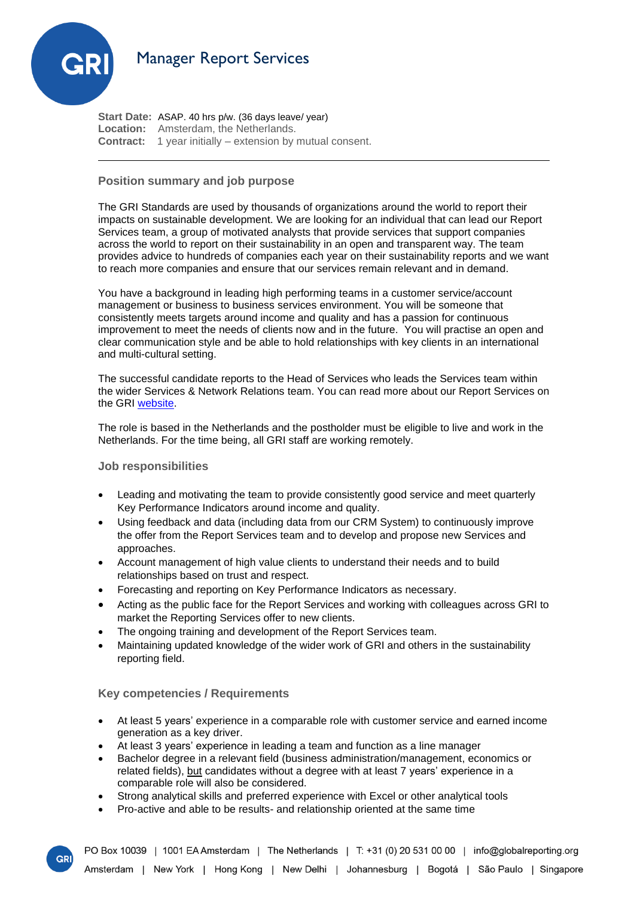# Manager Report Services

**Start Date:** ASAP. 40 hrs p/w. (36 days leave/ year)
**Location:** Amsterdam, the Netherlands.
**Contract:** 1 year initially – extension by mutual consent.

---

## Position summary and job purpose

The GRI Standards are used by thousands of organizations around the world to report their impacts on sustainable development. We are looking for an individual that can lead our Report Services team, a group of motivated analysts that provide services that support companies across the world to report on their sustainability in an open and transparent way. The team provides advice to hundreds of companies each year on their sustainability reports and we want to reach more companies and ensure that our services remain relevant and in demand.

You have a background in leading high performing teams in a customer service/account management or business to business services environment. You will be someone that consistently meets targets around income and quality and has a passion for continuous improvement to meet the needs of clients now and in the future. You will practise an open and clear communication style and be able to hold relationships with key clients in an international and multi-cultural setting.

The successful candidate reports to the Head of Services who leads the Services team within the wider Services & Network Relations team. You can read more about our Report Services on the GRI website.

The role is based in the Netherlands and the postholder must be eligible to live and work in the Netherlands. For the time being, all GRI staff are working remotely.

## Job responsibilities

- Leading and motivating the team to provide consistently good service and meet quarterly Key Performance Indicators around income and quality.
- Using feedback and data (including data from our CRM System) to continuously improve the offer from the Report Services team and to develop and propose new Services and approaches.
- Account management of high value clients to understand their needs and to build relationships based on trust and respect.
- Forecasting and reporting on Key Performance Indicators as necessary.
- Acting as the public face for the Report Services and working with colleagues across GRI to market the Reporting Services offer to new clients.
- The ongoing training and development of the Report Services team.
- Maintaining updated knowledge of the wider work of GRI and others in the sustainability reporting field.

## Key competencies / Requirements

- At least 5 years' experience in a comparable role with customer service and earned income generation as a key driver.
- At least 3 years' experience in leading a team and function as a line manager
- Bachelor degree in a relevant field (business administration/management, economics or related fields), but candidates without a degree with at least 7 years' experience in a comparable role will also be considered.
- Strong analytical skills and preferred experience with Excel or other analytical tools
- Pro-active and able to be results- and relationship oriented at the same time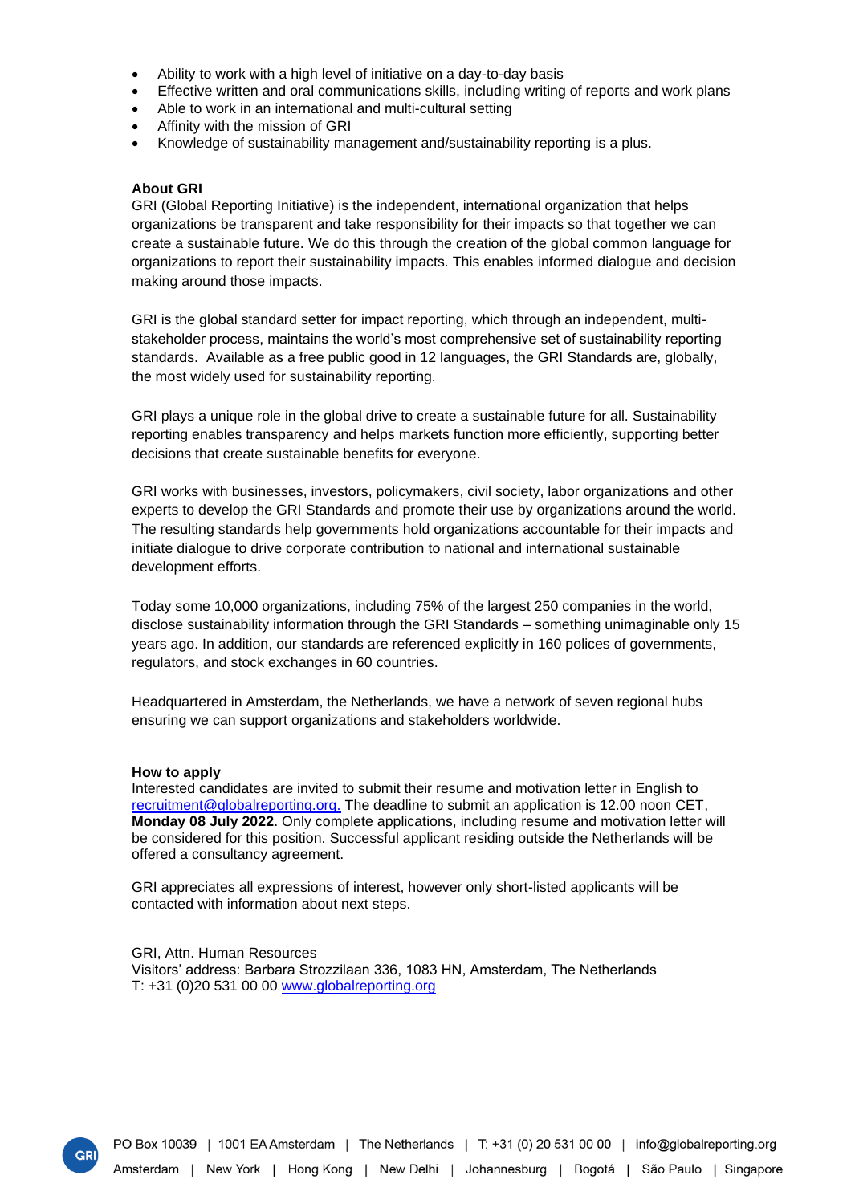- Ability to work with a high level of initiative on a day-to-day basis
- Effective written and oral communications skills, including writing of reports and work plans
- Able to work in an international and multi-cultural setting
- Affinity with the mission of GRI
- Knowledge of sustainability management and/sustainability reporting is a plus.

**About GRI**

GRI (Global Reporting Initiative) is the independent, international organization that helps organizations be transparent and take responsibility for their impacts so that together we can create a sustainable future. We do this through the creation of the global common language for organizations to report their sustainability impacts. This enables informed dialogue and decision making around those impacts.

GRI is the global standard setter for impact reporting, which through an independent, multi-stakeholder process, maintains the world's most comprehensive set of sustainability reporting standards. Available as a free public good in 12 languages, the GRI Standards are, globally, the most widely used for sustainability reporting.

GRI plays a unique role in the global drive to create a sustainable future for all. Sustainability reporting enables transparency and helps markets function more efficiently, supporting better decisions that create sustainable benefits for everyone.

GRI works with businesses, investors, policymakers, civil society, labor organizations and other experts to develop the GRI Standards and promote their use by organizations around the world. The resulting standards help governments hold organizations accountable for their impacts and initiate dialogue to drive corporate contribution to national and international sustainable development efforts.

Today some 10,000 organizations, including 75% of the largest 250 companies in the world, disclose sustainability information through the GRI Standards – something unimaginable only 15 years ago. In addition, our standards are referenced explicitly in 160 polices of governments, regulators, and stock exchanges in 60 countries.

Headquartered in Amsterdam, the Netherlands, we have a network of seven regional hubs ensuring we can support organizations and stakeholders worldwide.

**How to apply**

Interested candidates are invited to submit their resume and motivation letter in English to recruitment@globalreporting.org. The deadline to submit an application is 12.00 noon CET, **Monday 08 July 2022**. Only complete applications, including resume and motivation letter will be considered for this position. Successful applicant residing outside the Netherlands will be offered a consultancy agreement.

GRI appreciates all expressions of interest, however only short-listed applicants will be contacted with information about next steps.

GRI, Attn. Human Resources
Visitors' address: Barbara Strozzilaan 336, 1083 HN, Amsterdam, The Netherlands
T: +31 (0)20 531 00 00 www.globalreporting.org